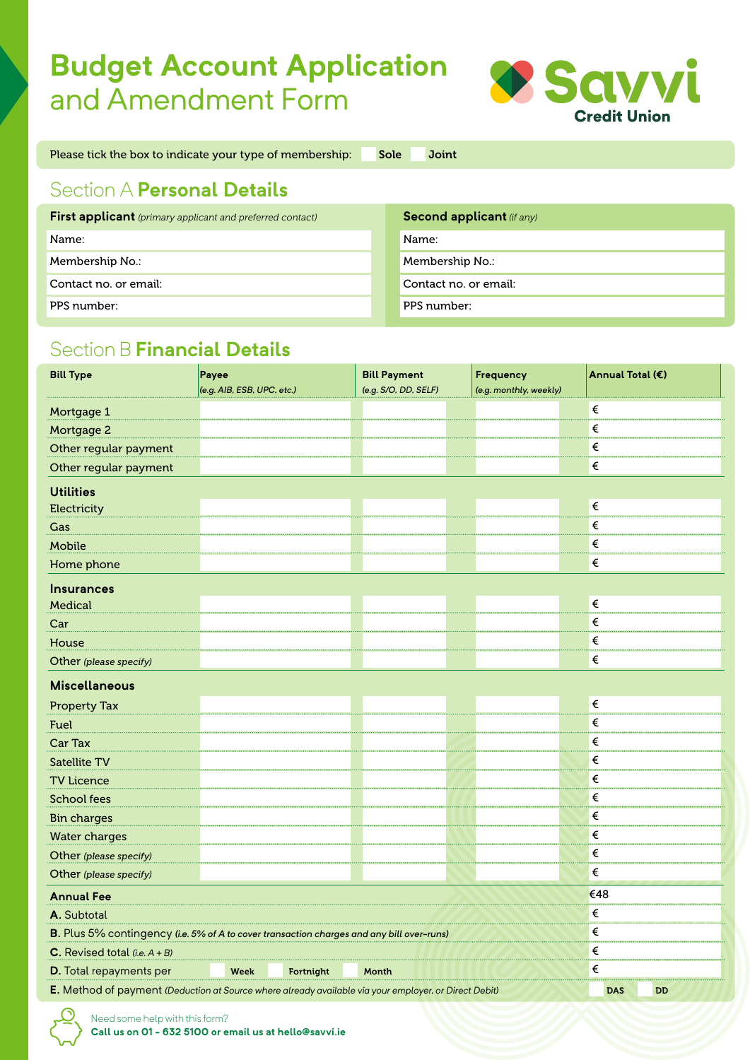# Budget Account Application and Amendment Form

Savvi Credit Union

Please tick the box to indicate your type of membership: ☐ Sole ☐ Joint

## Section A Personal Details

| **First applicant** *(primary applicant and preferred contact)* | **Second applicant** *(if any)* |
|---|---|
| Name: | Name: |
| Membership No.: | Membership No.: |
| Contact no. or email: | Contact no. or email: |
| PPS number: | PPS number: |

## Section B Financial Details

| Bill Type | Payee *(e.g. AIB, ESB, UPC, etc.)* | Bill Payment *(e.g. S/O, DD, SELF)* | Frequency *(e.g. monthly, weekly)* | Annual Total (€) |
|---|---|---|---|---|
| Mortgage 1 | | | | € |
| Mortgage 2 | | | | € |
| Other regular payment | | | | € |
| Other regular payment | | | | € |
| **Utilities** | | | | |
| Electricity | | | | € |
| Gas | | | | € |
| Mobile | | | | € |
| Home phone | | | | € |
| **Insurances** | | | | |
| Medical | | | | € |
| Car | | | | € |
| House | | | | € |
| Other *(please specify)* | | | | € |
| **Miscellaneous** | | | | |
| Property Tax | | | | € |
| Fuel | | | | € |
| Car Tax | | | | € |
| Satellite TV | | | | € |
| TV Licence | | | | € |
| School fees | | | | € |
| Bin charges | | | | € |
| Water charges | | | | € |
| Other *(please specify)* | | | | € |
| Other *(please specify)* | | | | € |
| **Annual Fee** | | | | €48 |
| **A.** Subtotal | | | | € |
| **B.** Plus 5% contingency *(i.e. 5% of A to cover transaction charges and any bill over-runs)* | | | | € |
| **C.** Revised total *(i.e. A + B)* | | | | € |
| **D.** Total repayments per ☐ Week ☐ Fortnight ☐ Month | | | | € |
| **E.** Method of payment *(Deduction at Source where already available via your employer, or Direct Debit)* | | | | ☐ DAS ☐ DD |

Need some help with this form?
**Call us on 01 - 632 5100 or email us at hello@savvi.ie**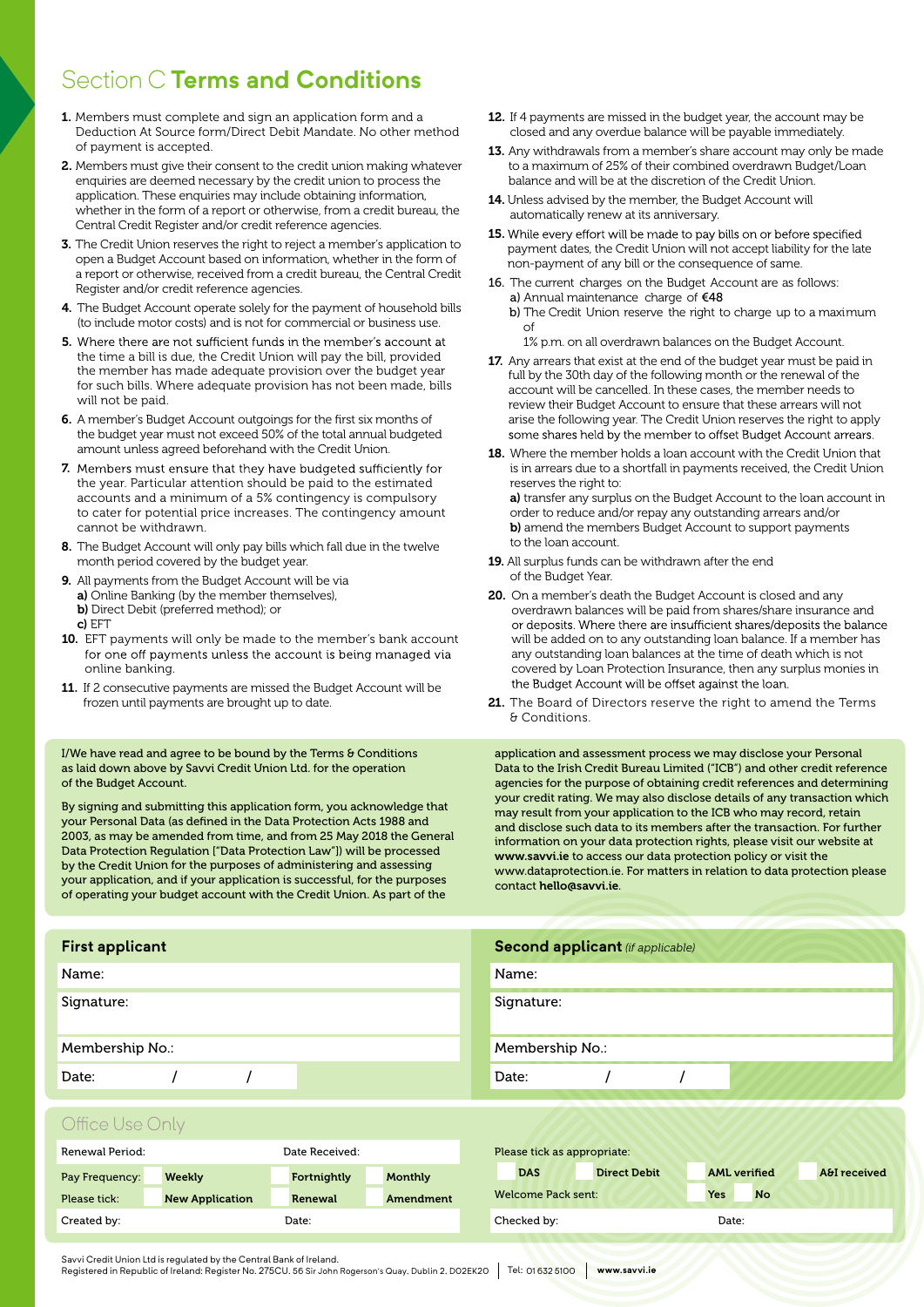# Section C **Terms and Conditions**

1. Members must complete and sign an application form and a Deduction At Source form/Direct Debit Mandate. No other method of payment is accepted.
2. Members must give their consent to the credit union making whatever enquiries are deemed necessary by the credit union to process the application. These enquiries may include obtaining information, whether in the form of a report or otherwise, from a credit bureau, the Central Credit Register and/or credit reference agencies.
3. The Credit Union reserves the right to reject a member's application to open a Budget Account based on information, whether in the form of a report or otherwise, received from a credit bureau, the Central Credit Register and/or credit reference agencies.
4. The Budget Account operate solely for the payment of household bills (to include motor costs) and is not for commercial or business use.
5. Where there are not sufficient funds in the member's account at the time a bill is due, the Credit Union will pay the bill, provided the member has made adequate provision over the budget year for such bills. Where adequate provision has not been made, bills will not be paid.
6. A member's Budget Account outgoings for the first six months of the budget year must not exceed 50% of the total annual budgeted amount unless agreed beforehand with the Credit Union.
7. Members must ensure that they have budgeted sufficiently for the year. Particular attention should be paid to the estimated accounts and a minimum of a 5% contingency is compulsory to cater for potential price increases. The contingency amount cannot be withdrawn.
8. The Budget Account will only pay bills which fall due in the twelve month period covered by the budget year.
9. All payments from the Budget Account will be via
   **a)** Online Banking (by the member themselves),
   **b)** Direct Debit (preferred method); or
   **c)** EFT
10. EFT payments will only be made to the member's bank account for one off payments unless the account is being managed via online banking.
11. If 2 consecutive payments are missed the Budget Account will be frozen until payments are brought up to date.
12. If 4 payments are missed in the budget year, the account may be closed and any overdue balance will be payable immediately.
13. Any withdrawals from a member's share account may only be made to a maximum of 25% of their combined overdrawn Budget/Loan balance and will be at the discretion of the Credit Union.
14. Unless advised by the member, the Budget Account will automatically renew at its anniversary.
15. While every effort will be made to pay bills on or before specified payment dates, the Credit Union will not accept liability for the late non-payment of any bill or the consequence of same.
16. The current charges on the Budget Account are as follows:
   a) Annual maintenance charge of €48
   b) The Credit Union reserve the right to charge up to a maximum of 1% p.m. on all overdrawn balances on the Budget Account.
17. Any arrears that exist at the end of the budget year must be paid in full by the 30th day of the following month or the renewal of the account will be cancelled. In these cases, the member needs to review their Budget Account to ensure that these arrears will not arise the following year. The Credit Union reserves the right to apply some shares held by the member to offset Budget Account arrears.
18. Where the member holds a loan account with the Credit Union that is in arrears due to a shortfall in payments received, the Credit Union reserves the right to:
   **a)** transfer any surplus on the Budget Account to the loan account in order to reduce and/or repay any outstanding arrears and/or
   **b)** amend the members Budget Account to support payments to the loan account.
19. All surplus funds can be withdrawn after the end of the Budget Year.
20. On a member's death the Budget Account is closed and any overdrawn balances will be paid from shares/share insurance and or deposits. Where there are insufficient shares/deposits the balance will be added on to any outstanding loan balance. If a member has any outstanding loan balances at the time of death which is not covered by Loan Protection Insurance, then any surplus monies in the Budget Account will be offset against the loan.
21. The Board of Directors reserve the right to amend the Terms & Conditions.

I/We have read and agree to be bound by the Terms & Conditions as laid down above by Savvi Credit Union Ltd. for the operation of the Budget Account.

By signing and submitting this application form, you acknowledge that your Personal Data (as defined in the Data Protection Acts 1988 and 2003, as may be amended from time, and from 25 May 2018 the General Data Protection Regulation ["Data Protection Law"]) will be processed by the Credit Union for the purposes of administering and assessing your application, and if your application is successful, for the purposes of operating your budget account with the Credit Union. As part of the application and assessment process we may disclose your Personal Data to the Irish Credit Bureau Limited ("ICB") and other credit reference agencies for the purpose of obtaining credit references and determining your credit rating. We may also disclose details of any transaction which may result from your application to the ICB who may record, retain and disclose such data to its members after the transaction. For further information on your data protection rights, please visit our website at **www.savvi.ie** to access our data protection policy or visit the www.dataprotection.ie. For matters in relation to data protection please contact **hello@savvi.ie**.

| **First applicant** | **Second applicant** *(if applicable)* |
|---|---|
| Name: | Name: |
| Signature: | Signature: |
| Membership No.: | Membership No.: |
| Date: / / | Date: / / |

## Office Use Only

| | | | |
|---|---|---|---|
| Renewal Period: | | Date Received: | |
| Pay Frequency: | **Weekly** | **Fortnightly** | **Monthly** |
| Please tick: | **New Application** | **Renewal** | **Amendment** |
| Created by: | | Date: | |

Please tick as appropriate:

| | | | |
|---|---|---|---|
| **DAS** | **Direct Debit** | **AML verified** | **A&I received** |
| Welcome Pack sent: | | **Yes** | **No** |
| Checked by: | | Date: | |

Savvi Credit Union Ltd is regulated by the Central Bank of Ireland.
Registered in Republic of Ireland: Register No. 275CU. 56 Sir John Rogerson's Quay, Dublin 2, D02EK20 | Tel: 01 632 5100 | **www.savvi.ie**